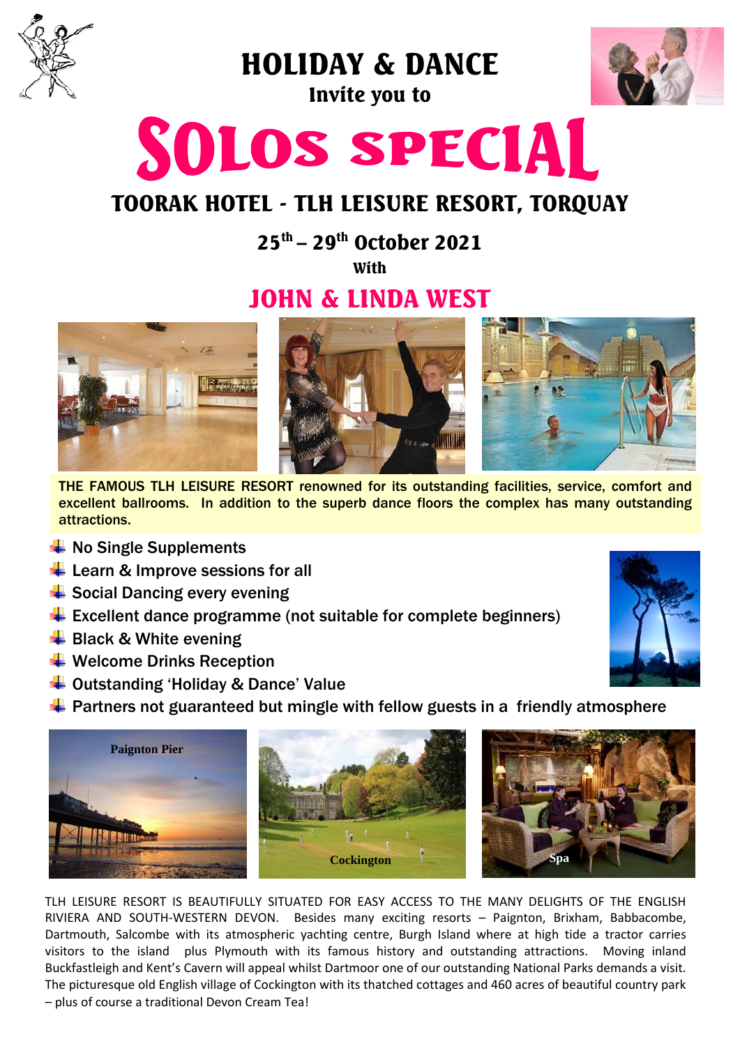# HOLIDAY & DANCE

Invite you to

# SOLOS SPECIAL

## TOORAK HOTEL - TLH LEISURE RESORT, TORQUAY

**25th – 29th October 2021**

With

## JOHN & LINDA WEST

THE FAMOUS TLH LEISURE RESORT renowned for its outstanding facilities, service, comfort and excellent ballrooms. In addition to the superb dance floors the complex has many outstanding attractions.

- No Single Supplements
- Learn & Improve sessions for all
- Social Dancing every evening
- Excellent dance programme (not suitable for complete beginners)
- Black & White evening
- Welcome Drinks Reception
- Outstanding 'Holiday & Dance' Value
- Partners not guaranteed but mingle with fellow guests in a friendly atmosphere

Paignton Pier

Cockington

Spa

TLH LEISURE RESORT IS BEAUTIFULLY SITUATED FOR EASY ACCESS TO THE MANY DELIGHTS OF THE ENGLISH RIVIERA AND SOUTH-WESTERN DEVON. Besides many exciting resorts – Paignton, Brixham, Babbacombe, Dartmouth, Salcombe with its atmospheric yachting centre, Burgh Island where at high tide a tractor carries visitors to the island plus Plymouth with its famous history and outstanding attractions. Moving inland Buckfastleigh and Kent's Cavern will appeal whilst Dartmoor one of our outstanding National Parks demands a visit. The picturesque old English village of Cockington with its thatched cottages and 460 acres of beautiful country park – plus of course a traditional Devon Cream Tea!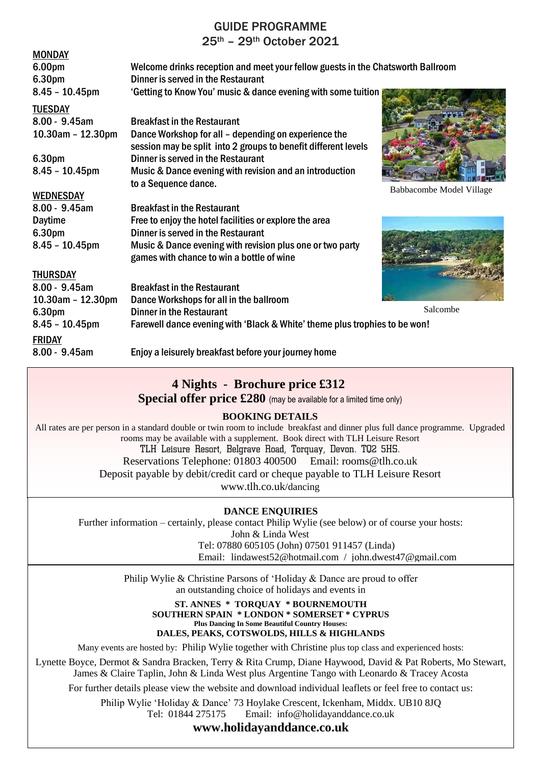# GUIDE PROGRAMME
## 25th – 29th October 2021

**MONDAY**

| | |
|---|---|
| 6.00pm | Welcome drinks reception and meet your fellow guests in the Chatsworth Ballroom |
| 6.30pm | Dinner is served in the Restaurant |
| 8.45 – 10.45pm | 'Getting to Know You' music & dance evening with some tuition |

**TUESDAY**

| | |
|---|---|
| 8.00 - 9.45am | Breakfast in the Restaurant |
| 10.30am – 12.30pm | Dance Workshop for all – depending on experience the session may be split into 2 groups to benefit different levels |
| 6.30pm | Dinner is served in the Restaurant |
| 8.45 – 10.45pm | Music & Dance evening with revision and an introduction to a Sequence dance. |

Babbacombe Model Village

**WEDNESDAY**

| | |
|---|---|
| 8.00 - 9.45am | Breakfast in the Restaurant |
| Daytime | Free to enjoy the hotel facilities or explore the area |
| 6.30pm | Dinner is served in the Restaurant |
| 8.45 – 10.45pm | Music & Dance evening with revision plus one or two party games with chance to win a bottle of wine |

**THURSDAY**

| | |
|---|---|
| 8.00 - 9.45am | Breakfast in the Restaurant |
| 10.30am – 12.30pm | Dance Workshops for all in the ballroom |
| 6.30pm | Dinner in the Restaurant |
| 8.45 – 10.45pm | Farewell dance evening with 'Black & White' theme plus trophies to be won! |

Salcombe

**FRIDAY**

| | |
|---|---|
| 8.00 - 9.45am | Enjoy a leisurely breakfast before your journey home |

## 4 Nights - Brochure price £312
**Special offer price £280** (may be available for a limited time only)

**BOOKING DETAILS**

All rates are per person in a standard double or twin room to include breakfast and dinner plus full dance programme. Upgraded rooms may be available with a supplement. Book direct with TLH Leisure Resort
TLH Leisure Resort, Belgrave Road, Torquay, Devon. TQ2 5HS.
Reservations Telephone: 01803 400500 Email: rooms@tlh.co.uk
Deposit payable by debit/credit card or cheque payable to TLH Leisure Resort
www.tlh.co.uk/dancing

**DANCE ENQUIRIES**

Further information – certainly, please contact Philip Wylie (see below) or of course your hosts:
John & Linda West
Tel: 07880 605105 (John) 07501 911457 (Linda)
Email: lindawest52@hotmail.com / john.dwest47@gmail.com

Philip Wylie & Christine Parsons of 'Holiday & Dance are proud to offer an outstanding choice of holidays and events in

**ST. ANNES * TORQUAY * BOURNEMOUTH**
**SOUTHERN SPAIN * LONDON * SOMERSET * CYPRUS**
**Plus Dancing In Some Beautiful Country Houses:**
**DALES, PEAKS, COTSWOLDS, HILLS & HIGHLANDS**

Many events are hosted by: Philip Wylie together with Christine plus top class and experienced hosts:

Lynette Boyce, Dermot & Sandra Bracken, Terry & Rita Crump, Diane Haywood, David & Pat Roberts, Mo Stewart, James & Claire Taplin, John & Linda West plus Argentine Tango with Leonardo & Tracey Acosta

For further details please view the website and download individual leaflets or feel free to contact us:

Philip Wylie 'Holiday & Dance' 73 Hoylake Crescent, Ickenham, Middx. UB10 8JQ
Tel: 01844 275175 Email: info@holidayanddance.co.uk

**www.holidayanddance.co.uk**